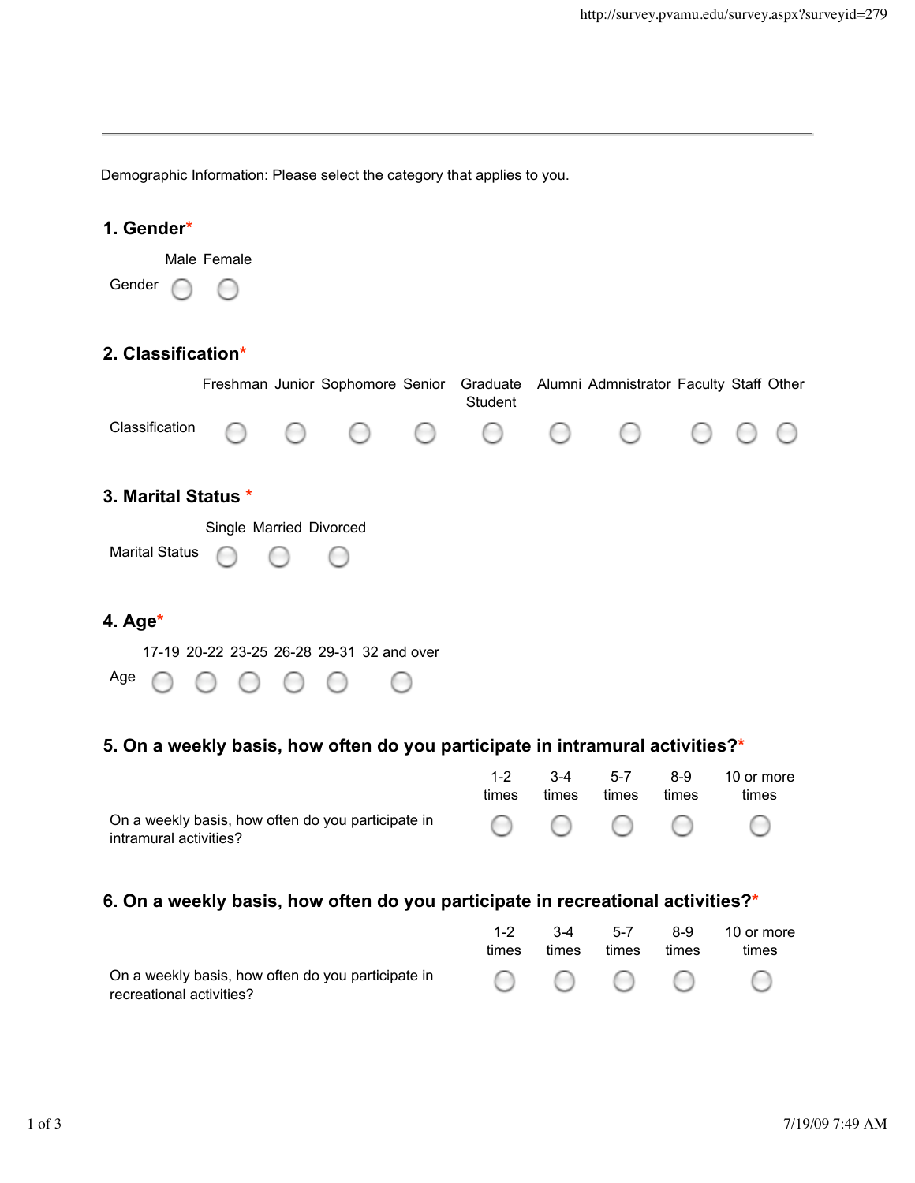Demographic Information: Please select the category that applies to you.

### 1. Gender*

| | Male | Female |
|---|---|---|
| Gender | ○ | ○ |

### 2. Classification*

| | Freshman | Junior | Sophomore | Senior | Graduate Student | Alumni | Admnistrator | Faculty | Staff | Other |
|---|---|---|---|---|---|---|---|---|---|---|
| Classification | ○ | ○ | ○ | ○ | ○ | ○ | ○ | ○ | ○ | ○ |

### 3. Marital Status *

| | Single | Married | Divorced |
|---|---|---|---|
| Marital Status | ○ | ○ | ○ |

### 4. Age*

| | 17-19 | 20-22 | 23-25 | 26-28 | 29-31 | 32 and over |
|---|---|---|---|---|---|---|
| Age | ○ | ○ | ○ | ○ | ○ | ○ |

### 5. On a weekly basis, how often do you participate in intramural activities?*

| | 1-2 times | 3-4 times | 5-7 times | 8-9 times | 10 or more times |
|---|---|---|---|---|---|
| On a weekly basis, how often do you participate in intramural activities? | ○ | ○ | ○ | ○ | ○ |

### 6. On a weekly basis, how often do you participate in recreational activities?*

| | 1-2 times | 3-4 times | 5-7 times | 8-9 times | 10 or more times |
|---|---|---|---|---|---|
| On a weekly basis, how often do you participate in recreational activities? | ○ | ○ | ○ | ○ | ○ |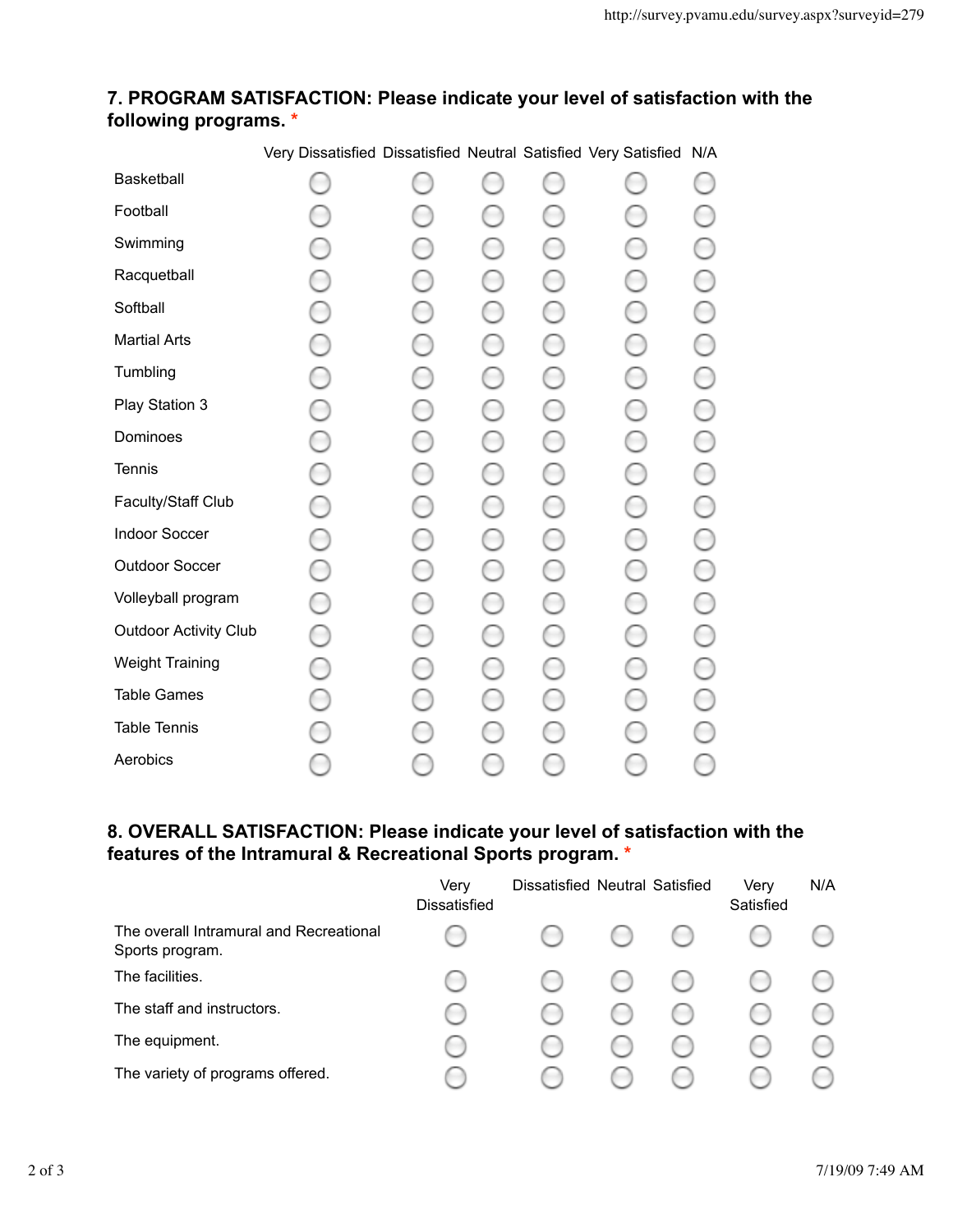### 7. PROGRAM SATISFACTION: Please indicate your level of satisfaction with the following programs. *

| | Very Dissatisfied | Dissatisfied | Neutral | Satisfied | Very Satisfied | N/A |
|---|---|---|---|---|---|---|
| Basketball | ○ | ○ | ○ | ○ | ○ | ○ |
| Football | ○ | ○ | ○ | ○ | ○ | ○ |
| Swimming | ○ | ○ | ○ | ○ | ○ | ○ |
| Racquetball | ○ | ○ | ○ | ○ | ○ | ○ |
| Softball | ○ | ○ | ○ | ○ | ○ | ○ |
| Martial Arts | ○ | ○ | ○ | ○ | ○ | ○ |
| Tumbling | ○ | ○ | ○ | ○ | ○ | ○ |
| Play Station 3 | ○ | ○ | ○ | ○ | ○ | ○ |
| Dominoes | ○ | ○ | ○ | ○ | ○ | ○ |
| Tennis | ○ | ○ | ○ | ○ | ○ | ○ |
| Faculty/Staff Club | ○ | ○ | ○ | ○ | ○ | ○ |
| Indoor Soccer | ○ | ○ | ○ | ○ | ○ | ○ |
| Outdoor Soccer | ○ | ○ | ○ | ○ | ○ | ○ |
| Volleyball program | ○ | ○ | ○ | ○ | ○ | ○ |
| Outdoor Activity Club | ○ | ○ | ○ | ○ | ○ | ○ |
| Weight Training | ○ | ○ | ○ | ○ | ○ | ○ |
| Table Games | ○ | ○ | ○ | ○ | ○ | ○ |
| Table Tennis | ○ | ○ | ○ | ○ | ○ | ○ |
| Aerobics | ○ | ○ | ○ | ○ | ○ | ○ |

### 8. OVERALL SATISFACTION: Please indicate your level of satisfaction with the features of the Intramural & Recreational Sports program. *

| | Very Dissatisfied | Dissatisfied | Neutral | Satisfied | Very Satisfied | N/A |
|---|---|---|---|---|---|---|
| The overall Intramural and Recreational Sports program. | ○ | ○ | ○ | ○ | ○ | ○ |
| The facilities. | ○ | ○ | ○ | ○ | ○ | ○ |
| The staff and instructors. | ○ | ○ | ○ | ○ | ○ | ○ |
| The equipment. | ○ | ○ | ○ | ○ | ○ | ○ |
| The variety of programs offered. | ○ | ○ | ○ | ○ | ○ | ○ |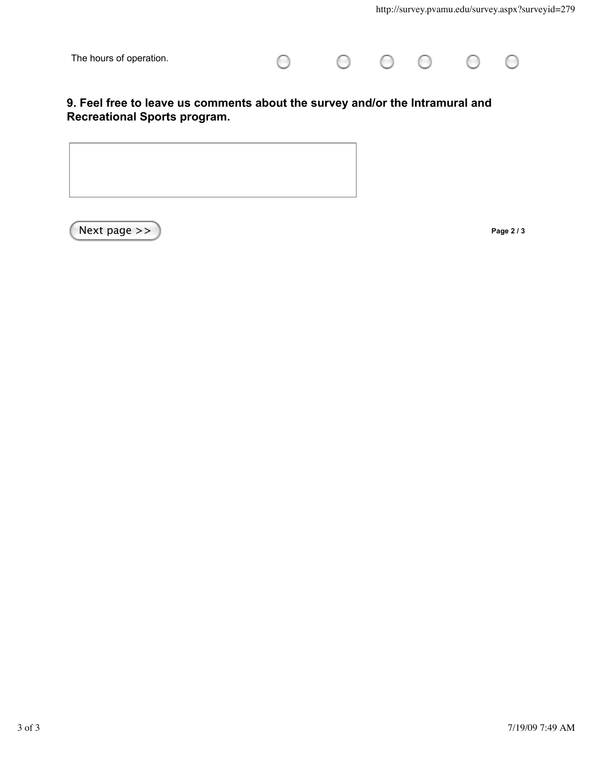The hours of operation.

**9. Feel free to leave us comments about the survey and/or the Intramural and Recreational Sports program.**

Next page >>

**Page 2 / 3**